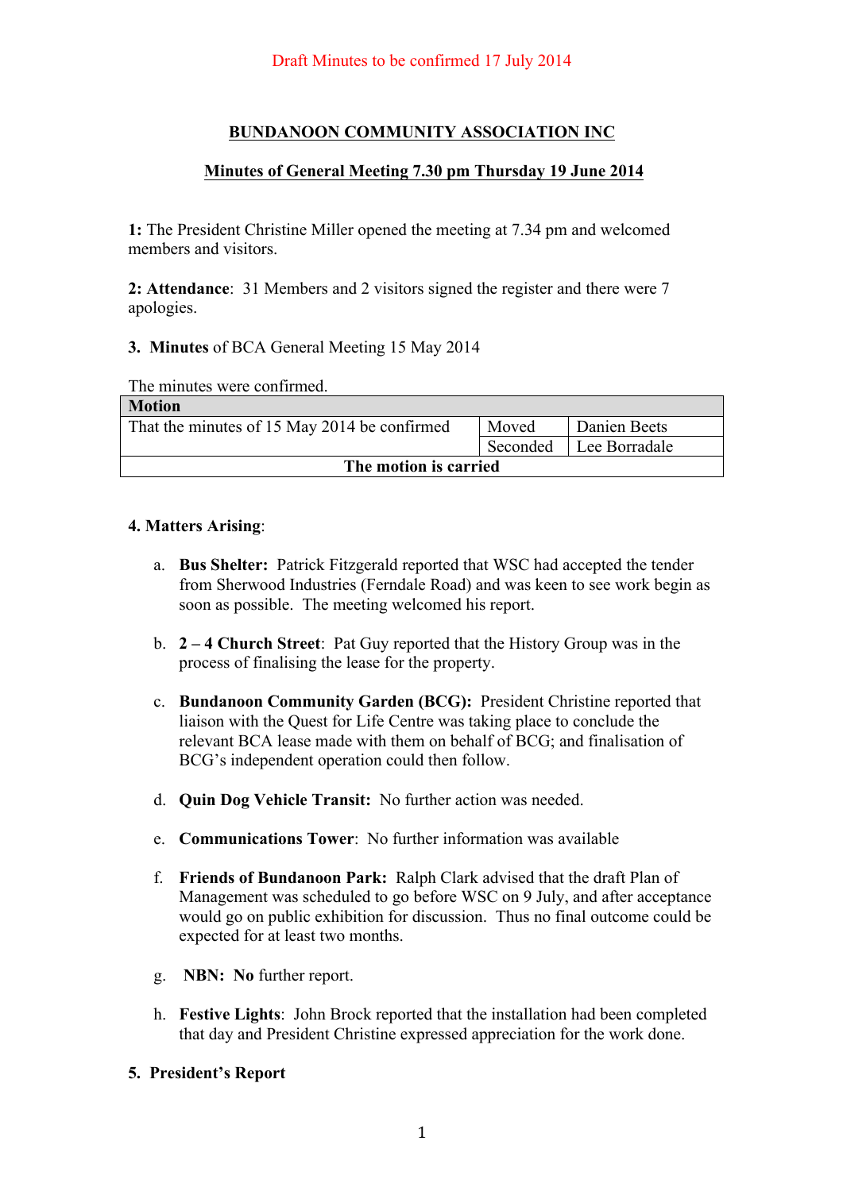Draft Minutes to be confirmed 17 July 2014

# BUNDANOON COMMUNITY ASSOCIATION INC

## Minutes of General Meeting 7.30 pm Thursday 19 June 2014

**1:** The President Christine Miller opened the meeting at 7.34 pm and welcomed members and visitors.

**2: Attendance**: 31 Members and 2 visitors signed the register and there were 7 apologies.

**3. Minutes** of BCA General Meeting 15 May 2014

The minutes were confirmed.

| Motion | | |
|---|---|---|
| That the minutes of 15 May 2014 be confirmed | Moved | Danien Beets |
| | Seconded | Lee Borradale |
| **The motion is carried** | | |

**4. Matters Arising**:

a. **Bus Shelter:** Patrick Fitzgerald reported that WSC had accepted the tender from Sherwood Industries (Ferndale Road) and was keen to see work begin as soon as possible. The meeting welcomed his report.

b. **2 – 4 Church Street**: Pat Guy reported that the History Group was in the process of finalising the lease for the property.

c. **Bundanoon Community Garden (BCG):** President Christine reported that liaison with the Quest for Life Centre was taking place to conclude the relevant BCA lease made with them on behalf of BCG; and finalisation of BCG's independent operation could then follow.

d. **Quin Dog Vehicle Transit:** No further action was needed.

e. **Communications Tower**: No further information was available

f. **Friends of Bundanoon Park:** Ralph Clark advised that the draft Plan of Management was scheduled to go before WSC on 9 July, and after acceptance would go on public exhibition for discussion. Thus no final outcome could be expected for at least two months.

g. **NBN: No** further report.

h. **Festive Lights**: John Brock reported that the installation had been completed that day and President Christine expressed appreciation for the work done.

**5. President's Report**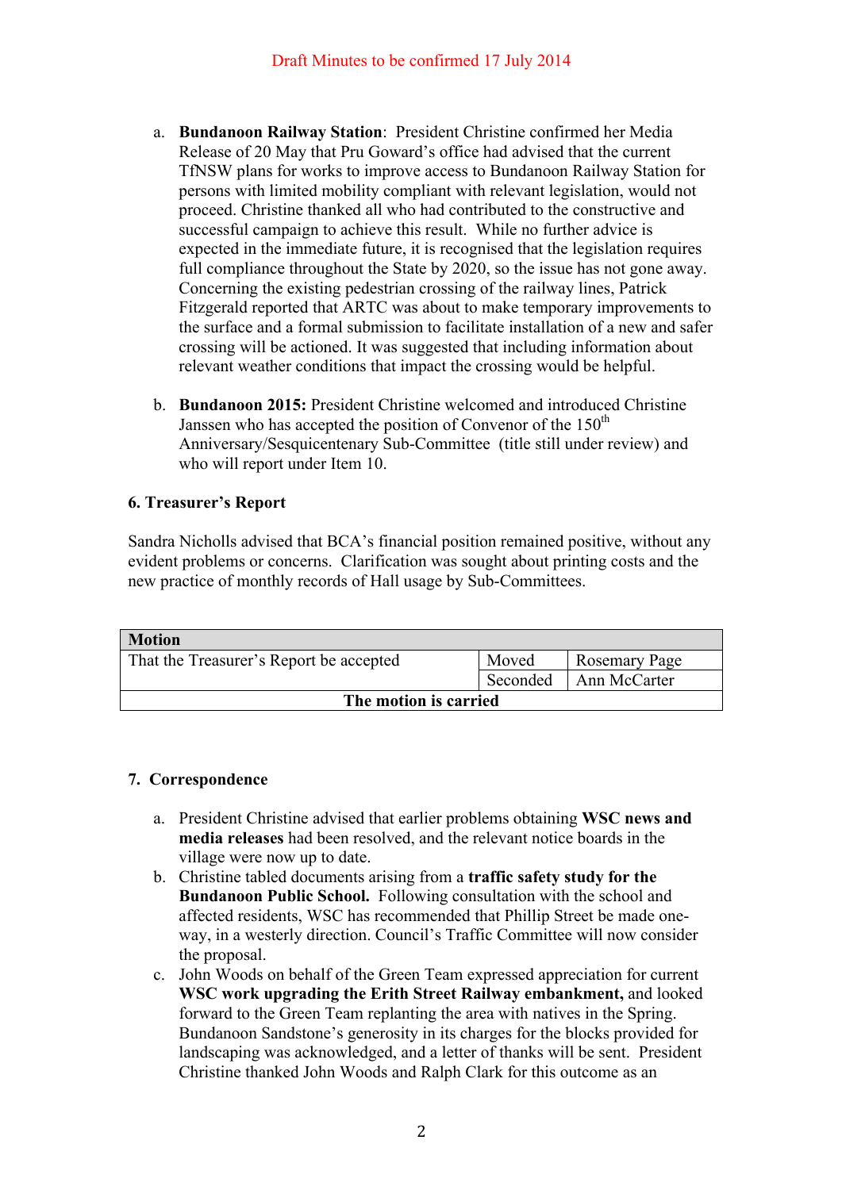Draft Minutes to be confirmed 17 July 2014

a. **Bundanoon Railway Station**: President Christine confirmed her Media Release of 20 May that Pru Goward's office had advised that the current TfNSW plans for works to improve access to Bundanoon Railway Station for persons with limited mobility compliant with relevant legislation, would not proceed. Christine thanked all who had contributed to the constructive and successful campaign to achieve this result. While no further advice is expected in the immediate future, it is recognised that the legislation requires full compliance throughout the State by 2020, so the issue has not gone away. Concerning the existing pedestrian crossing of the railway lines, Patrick Fitzgerald reported that ARTC was about to make temporary improvements to the surface and a formal submission to facilitate installation of a new and safer crossing will be actioned. It was suggested that including information about relevant weather conditions that impact the crossing would be helpful.

b. **Bundanoon 2015:** President Christine welcomed and introduced Christine Janssen who has accepted the position of Convenor of the 150th Anniversary/Sesquicentenary Sub-Committee (title still under review) and who will report under Item 10.

### 6. Treasurer's Report

Sandra Nicholls advised that BCA's financial position remained positive, without any evident problems or concerns. Clarification was sought about printing costs and the new practice of monthly records of Hall usage by Sub-Committees.

| **Motion** | | |
|---|---|---|
| That the Treasurer's Report be accepted | Moved | Rosemary Page |
| | Seconded | Ann McCarter |
| **The motion is carried** | | |

### 7. Correspondence

a. President Christine advised that earlier problems obtaining **WSC news and media releases** had been resolved, and the relevant notice boards in the village were now up to date.

b. Christine tabled documents arising from a **traffic safety study for the Bundanoon Public School.** Following consultation with the school and affected residents, WSC has recommended that Phillip Street be made one-way, in a westerly direction. Council's Traffic Committee will now consider the proposal.

c. John Woods on behalf of the Green Team expressed appreciation for current **WSC work upgrading the Erith Street Railway embankment,** and looked forward to the Green Team replanting the area with natives in the Spring. Bundanoon Sandstone's generosity in its charges for the blocks provided for landscaping was acknowledged, and a letter of thanks will be sent. President Christine thanked John Woods and Ralph Clark for this outcome as an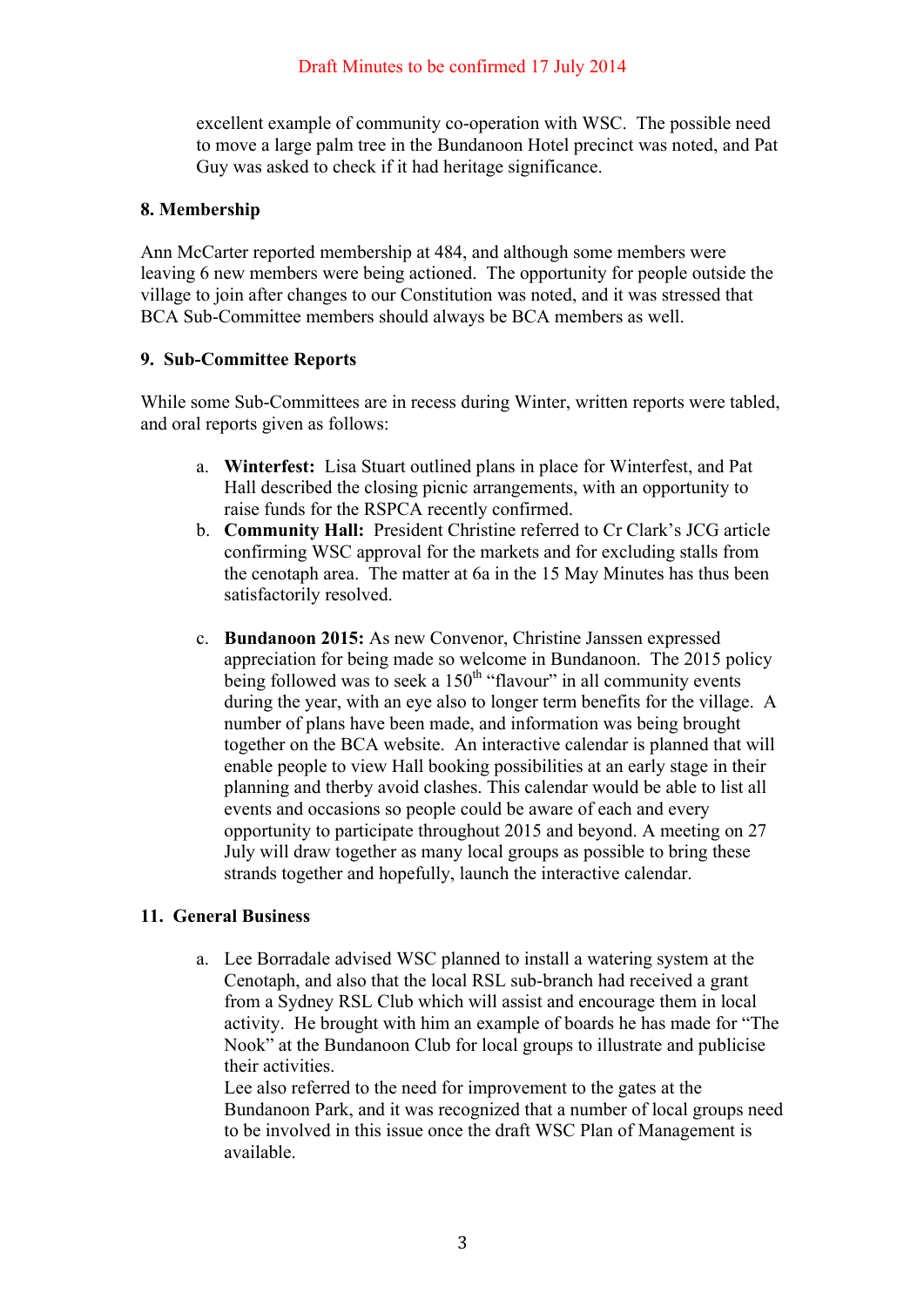Draft Minutes to be confirmed 17 July 2014

excellent example of community co-operation with WSC. The possible need to move a large palm tree in the Bundanoon Hotel precinct was noted, and Pat Guy was asked to check if it had heritage significance.

**8. Membership**

Ann McCarter reported membership at 484, and although some members were leaving 6 new members were being actioned. The opportunity for people outside the village to join after changes to our Constitution was noted, and it was stressed that BCA Sub-Committee members should always be BCA members as well.

**9. Sub-Committee Reports**

While some Sub-Committees are in recess during Winter, written reports were tabled, and oral reports given as follows:

a. **Winterfest:** Lisa Stuart outlined plans in place for Winterfest, and Pat Hall described the closing picnic arrangements, with an opportunity to raise funds for the RSPCA recently confirmed.

b. **Community Hall:** President Christine referred to Cr Clark's JCG article confirming WSC approval for the markets and for excluding stalls from the cenotaph area. The matter at 6a in the 15 May Minutes has thus been satisfactorily resolved.

c. **Bundanoon 2015:** As new Convenor, Christine Janssen expressed appreciation for being made so welcome in Bundanoon. The 2015 policy being followed was to seek a 150th "flavour" in all community events during the year, with an eye also to longer term benefits for the village. A number of plans have been made, and information was being brought together on the BCA website. An interactive calendar is planned that will enable people to view Hall booking possibilities at an early stage in their planning and therby avoid clashes. This calendar would be able to list all events and occasions so people could be aware of each and every opportunity to participate throughout 2015 and beyond. A meeting on 27 July will draw together as many local groups as possible to bring these strands together and hopefully, launch the interactive calendar.

**11. General Business**

a. Lee Borradale advised WSC planned to install a watering system at the Cenotaph, and also that the local RSL sub-branch had received a grant from a Sydney RSL Club which will assist and encourage them in local activity. He brought with him an example of boards he has made for "The Nook" at the Bundanoon Club for local groups to illustrate and publicise their activities.
Lee also referred to the need for improvement to the gates at the Bundanoon Park, and it was recognized that a number of local groups need to be involved in this issue once the draft WSC Plan of Management is available.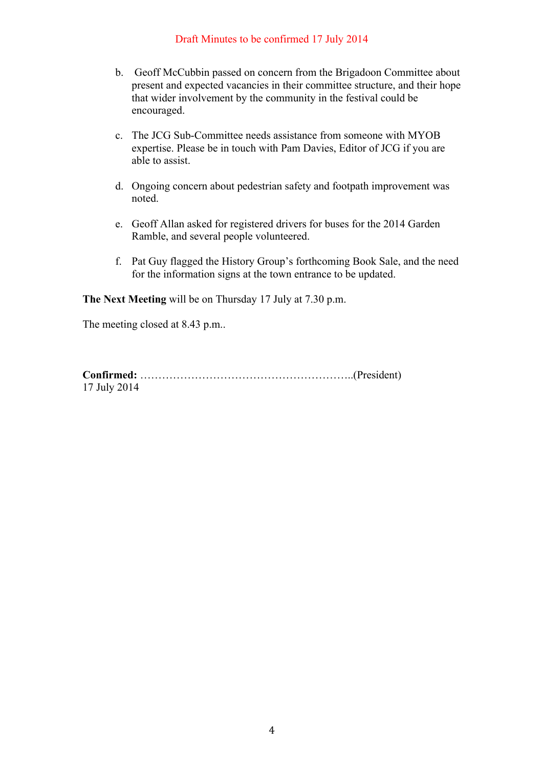Draft Minutes to be confirmed 17 July 2014

b. Geoff McCubbin passed on concern from the Brigadoon Committee about present and expected vacancies in their committee structure, and their hope that wider involvement by the community in the festival could be encouraged.

c. The JCG Sub-Committee needs assistance from someone with MYOB expertise. Please be in touch with Pam Davies, Editor of JCG if you are able to assist.

d. Ongoing concern about pedestrian safety and footpath improvement was noted.

e. Geoff Allan asked for registered drivers for buses for the 2014 Garden Ramble, and several people volunteered.

f. Pat Guy flagged the History Group's forthcoming Book Sale, and the need for the information signs at the town entrance to be updated.

**The Next Meeting** will be on Thursday 17 July at 7.30 p.m.

The meeting closed at 8.43 p.m..

**Confirmed:** …………………………………………………..(President)
17 July 2014